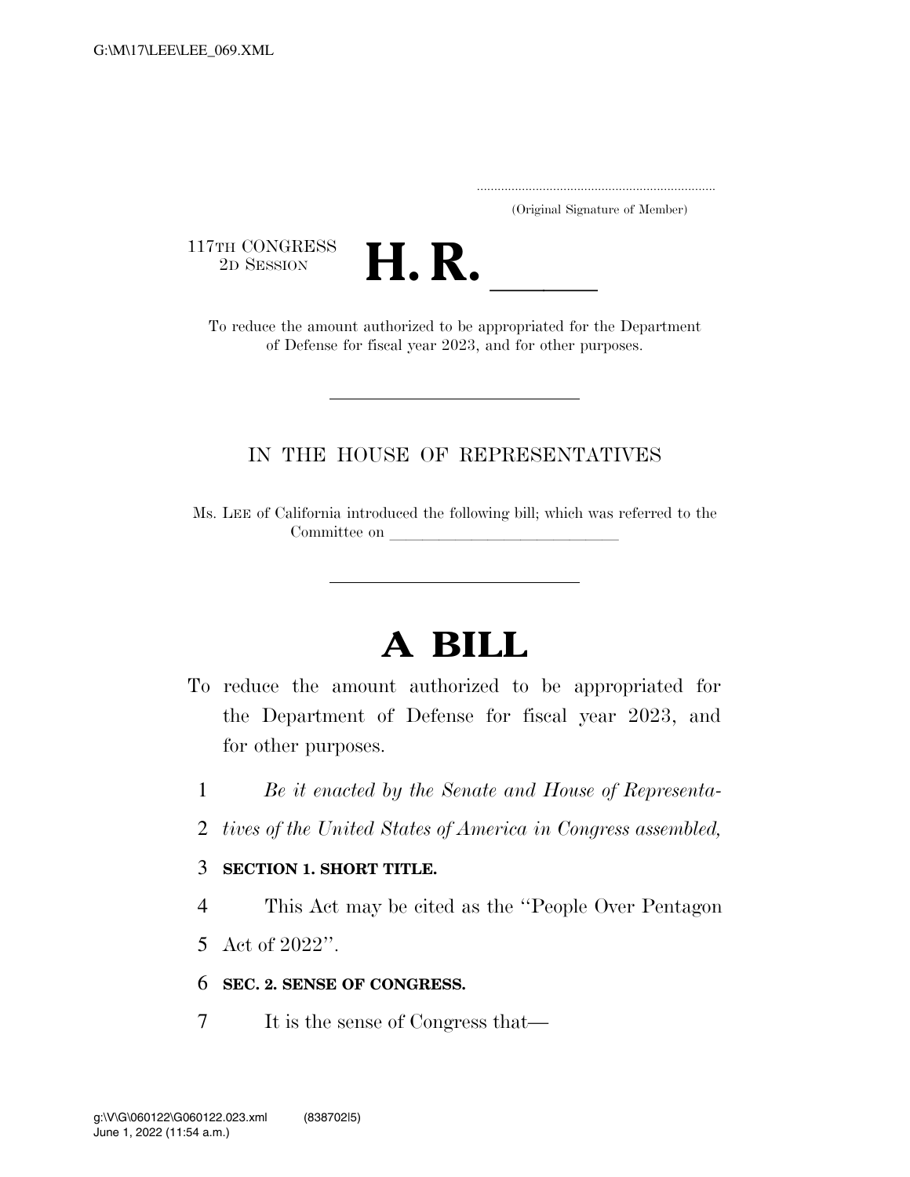(Original Signature of Member)

117TH CONGRESS
2D SESSION

# H. R. \_\_\_\_\_

To reduce the amount authorized to be appropriated for the Department of Defense for fiscal year 2023, and for other purposes.

IN THE HOUSE OF REPRESENTATIVES

Ms. LEE of California introduced the following bill; which was referred to the Committee on \_\_\_\_\_\_\_\_\_\_\_\_\_\_\_\_\_\_\_\_\_\_\_\_\_\_\_\_\_\_

# A BILL

To reduce the amount authorized to be appropriated for the Department of Defense for fiscal year 2023, and for other purposes.

*Be it enacted by the Senate and House of Representatives of the United States of America in Congress assembled,*

**SECTION 1. SHORT TITLE.**

This Act may be cited as the "People Over Pentagon Act of 2022".

**SEC. 2. SENSE OF CONGRESS.**

It is the sense of Congress that—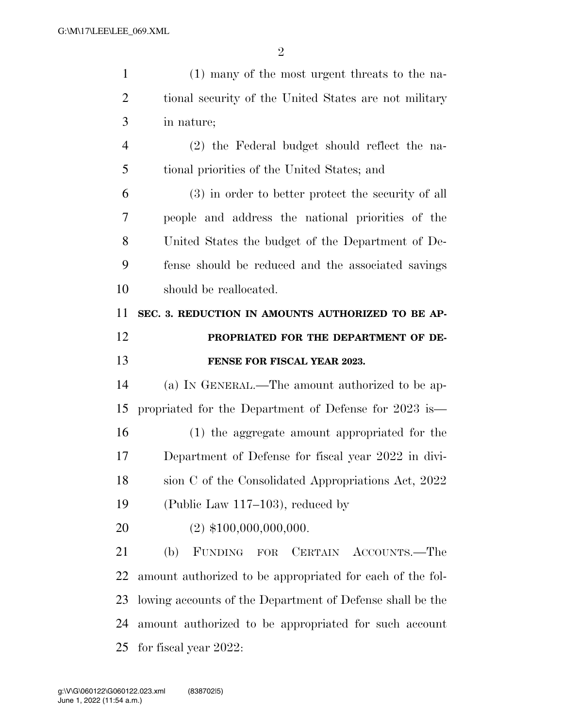(1) many of the most urgent threats to the national security of the United States are not military in nature;

(2) the Federal budget should reflect the national priorities of the United States; and

(3) in order to better protect the security of all people and address the national priorities of the United States the budget of the Department of Defense should be reduced and the associated savings should be reallocated.

**SEC. 3. REDUCTION IN AMOUNTS AUTHORIZED TO BE APPROPRIATED FOR THE DEPARTMENT OF DEFENSE FOR FISCAL YEAR 2023.**

(a) IN GENERAL.—The amount authorized to be appropriated for the Department of Defense for 2023 is—

(1) the aggregate amount appropriated for the Department of Defense for fiscal year 2022 in division C of the Consolidated Appropriations Act, 2022 (Public Law 117–103), reduced by

(2) $100,000,000,000.

(b) FUNDING FOR CERTAIN ACCOUNTS.—The amount authorized to be appropriated for each of the following accounts of the Department of Defense shall be the amount authorized to be appropriated for such account for fiscal year 2022: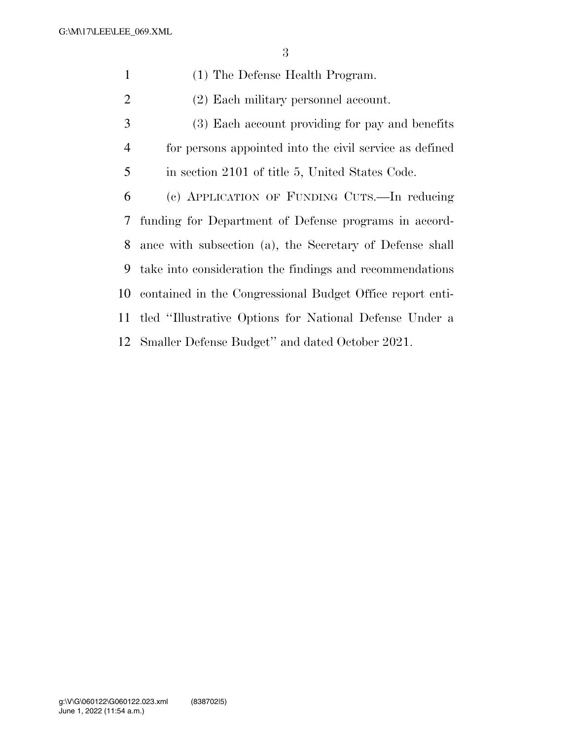(1) The Defense Health Program.

(2) Each military personnel account.

(3) Each account providing for pay and benefits for persons appointed into the civil service as defined in section 2101 of title 5, United States Code.

(c) APPLICATION OF FUNDING CUTS.—In reducing funding for Department of Defense programs in accordance with subsection (a), the Secretary of Defense shall take into consideration the findings and recommendations contained in the Congressional Budget Office report entitled ''Illustrative Options for National Defense Under a Smaller Defense Budget'' and dated October 2021.